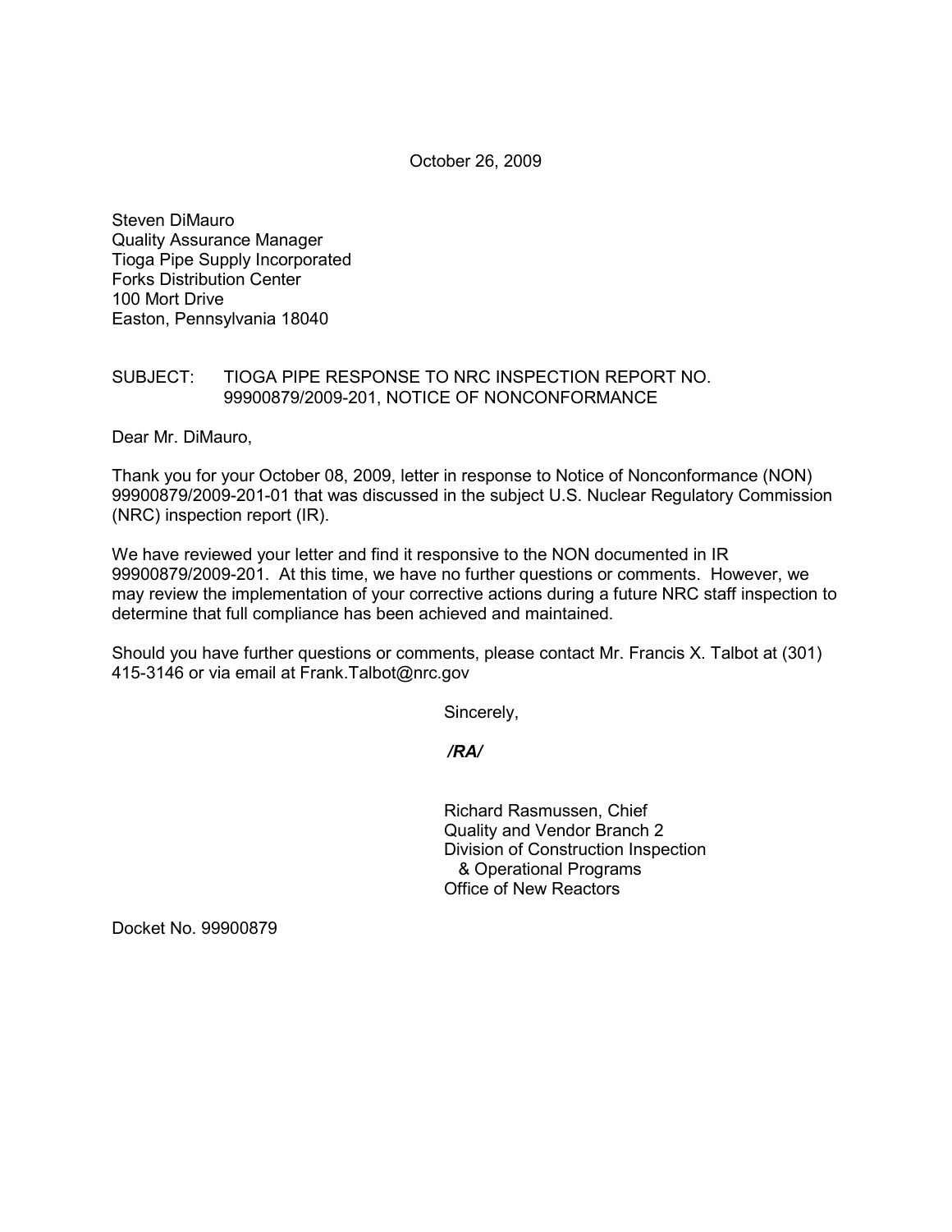October 26, 2009

Steven DiMauro
Quality Assurance Manager
Tioga Pipe Supply Incorporated
Forks Distribution Center
100 Mort Drive
Easton, Pennsylvania 18040

SUBJECT: TIOGA PIPE RESPONSE TO NRC INSPECTION REPORT NO. 99900879/2009-201, NOTICE OF NONCONFORMANCE

Dear Mr. DiMauro,

Thank you for your October 08, 2009, letter in response to Notice of Nonconformance (NON) 99900879/2009-201-01 that was discussed in the subject U.S. Nuclear Regulatory Commission (NRC) inspection report (IR).

We have reviewed your letter and find it responsive to the NON documented in IR 99900879/2009-201. At this time, we have no further questions or comments. However, we may review the implementation of your corrective actions during a future NRC staff inspection to determine that full compliance has been achieved and maintained.

Should you have further questions or comments, please contact Mr. Francis X. Talbot at (301) 415-3146 or via email at Frank.Talbot@nrc.gov

Sincerely,

*/RA/*

Richard Rasmussen, Chief
Quality and Vendor Branch 2
Division of Construction Inspection
& Operational Programs
Office of New Reactors

Docket No. 99900879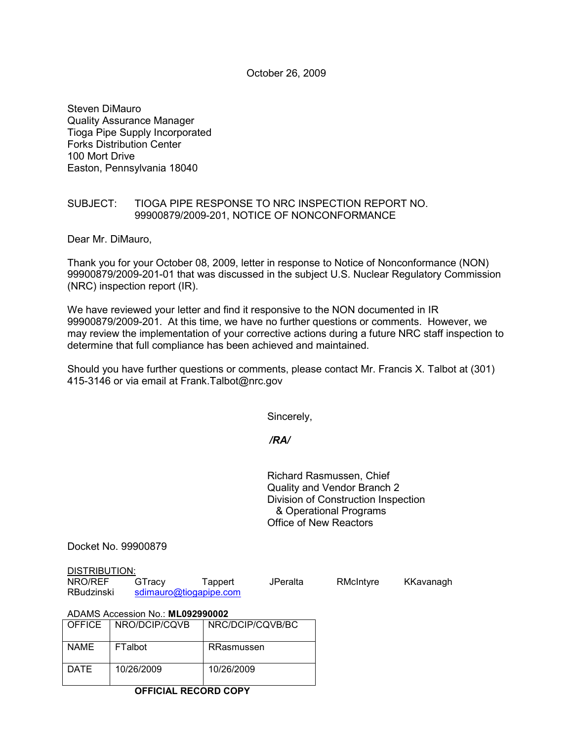October 26, 2009

Steven DiMauro
Quality Assurance Manager
Tioga Pipe Supply Incorporated
Forks Distribution Center
100 Mort Drive
Easton, Pennsylvania 18040

SUBJECT: TIOGA PIPE RESPONSE TO NRC INSPECTION REPORT NO. 99900879/2009-201, NOTICE OF NONCONFORMANCE

Dear Mr. DiMauro,

Thank you for your October 08, 2009, letter in response to Notice of Nonconformance (NON) 99900879/2009-201-01 that was discussed in the subject U.S. Nuclear Regulatory Commission (NRC) inspection report (IR).

We have reviewed your letter and find it responsive to the NON documented in IR 99900879/2009-201. At this time, we have no further questions or comments. However, we may review the implementation of your corrective actions during a future NRC staff inspection to determine that full compliance has been achieved and maintained.

Should you have further questions or comments, please contact Mr. Francis X. Talbot at (301) 415-3146 or via email at Frank.Talbot@nrc.gov

Sincerely,

*/RA/*

Richard Rasmussen, Chief
Quality and Vendor Branch 2
Division of Construction Inspection
& Operational Programs
Office of New Reactors

Docket No. 99900879

DISTRIBUTION:
NRO/REF GTracy Tappert JPeralta RMcIntyre KKavanagh
RBudzinski sdimauro@tiogapipe.com

ADAMS Accession No.: **ML092990002**

| OFFICE | NRO/DCIP/CQVB | NRC/DCIP/CQVB/BC |
|---|---|---|
| NAME | FTalbot | RRasmussen |
| DATE | 10/26/2009 | 10/26/2009 |

**OFFICIAL RECORD COPY**